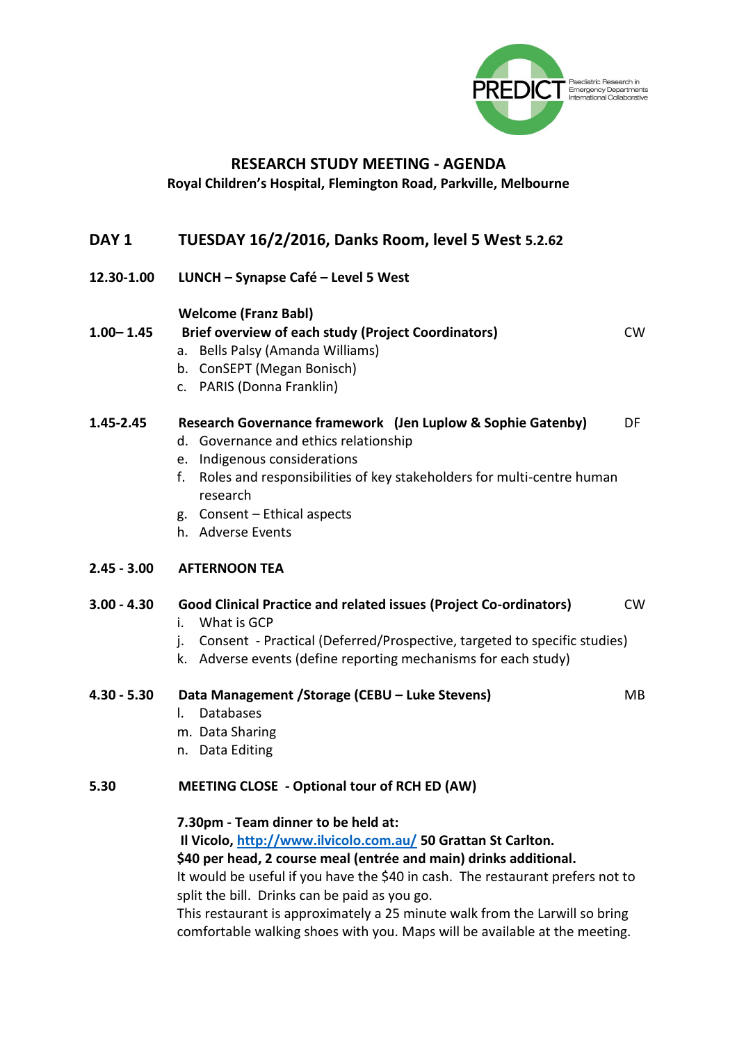PREDICT Paediatric Research in Emergency Departments International Collaborative

# RESEARCH STUDY MEETING - AGENDA

**Royal Children's Hospital, Flemington Road, Parkville, Melbourne**

## DAY 1 TUESDAY 16/2/2016, Danks Room, level 5 West 5.2.62

**12.30-1.00** **LUNCH – Synapse Café – Level 5 West**

**1.00– 1.45** **Welcome (Franz Babl)**
**Brief overview of each study (Project Coordinators)** — CW

a. Bells Palsy (Amanda Williams)
b. ConSEPT (Megan Bonisch)
c. PARIS (Donna Franklin)

**1.45-2.45** **Research Governance framework (Jen Luplow & Sophie Gatenby)** — DF

d. Governance and ethics relationship
e. Indigenous considerations
f. Roles and responsibilities of key stakeholders for multi-centre human research
g. Consent – Ethical aspects
h. Adverse Events

**2.45 - 3.00** **AFTERNOON TEA**

**3.00 - 4.30** **Good Clinical Practice and related issues (Project Co-ordinators)** — CW

i. What is GCP
j. Consent - Practical (Deferred/Prospective, targeted to specific studies)
k. Adverse events (define reporting mechanisms for each study)

**4.30 - 5.30** **Data Management /Storage (CEBU – Luke Stevens)** — MB

l. Databases
m. Data Sharing
n. Data Editing

**5.30** **MEETING CLOSE - Optional tour of RCH ED (AW)**

**7.30pm - Team dinner to be held at:**
**Il Vicolo, http://www.ilvicolo.com.au/ 50 Grattan St Carlton.**
**$40 per head, 2 course meal (entrée and main) drinks additional.**
It would be useful if you have the $40 in cash. The restaurant prefers not to split the bill. Drinks can be paid as you go.
This restaurant is approximately a 25 minute walk from the Larwill so bring comfortable walking shoes with you. Maps will be available at the meeting.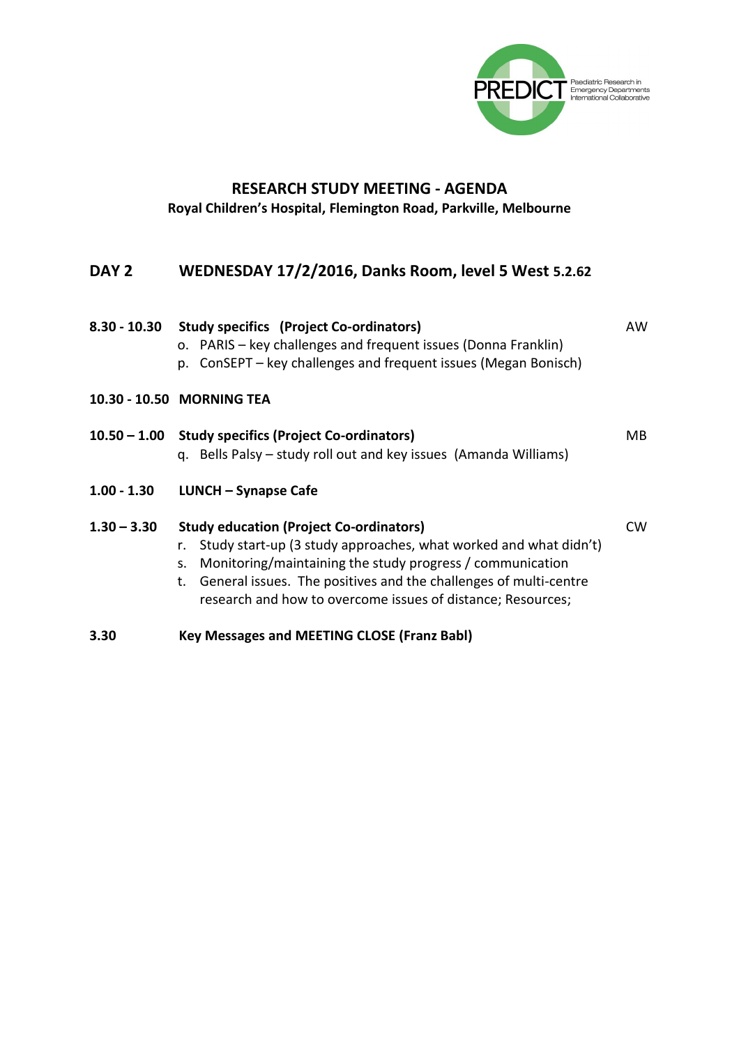PREDICT Paediatric Research in Emergency Departments International Collaborative

# RESEARCH STUDY MEETING - AGENDA

**Royal Children's Hospital, Flemington Road, Parkville, Melbourne**

## DAY 2 WEDNESDAY 17/2/2016, Danks Room, level 5 West 5.2.62

| | | |
|---|---|---|
| **8.30 - 10.30** | **Study specifics (Project Co-ordinators)**<br>o. PARIS – key challenges and frequent issues (Donna Franklin)<br>p. ConSEPT – key challenges and frequent issues (Megan Bonisch) | AW |
| **10.30 - 10.50** | **MORNING TEA** | |
| **10.50 – 1.00** | **Study specifics (Project Co-ordinators)**<br>q. Bells Palsy – study roll out and key issues (Amanda Williams) | MB |
| **1.00 - 1.30** | **LUNCH – Synapse Cafe** | |
| **1.30 – 3.30** | **Study education (Project Co-ordinators)**<br>r. Study start-up (3 study approaches, what worked and what didn't)<br>s. Monitoring/maintaining the study progress / communication<br>t. General issues. The positives and the challenges of multi-centre research and how to overcome issues of distance; Resources; | CW |
| **3.30** | **Key Messages and MEETING CLOSE (Franz Babl)** | |